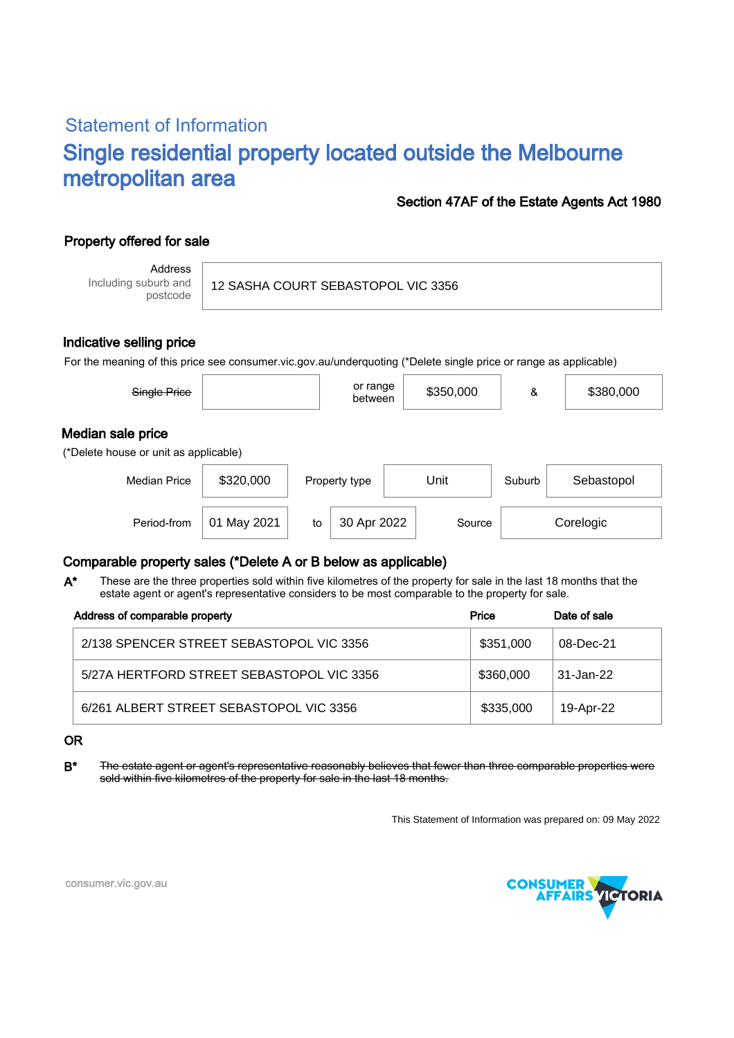## Statement of Information

# Single residential property located outside the Melbourne metropolitan area

**Section 47AF of the Estate Agents Act 1980**

### Property offered for sale

| Address Including suburb and postcode | 12 SASHA COURT SEBASTOPOL VIC 3356 |
|---|---|

### Indicative selling price

For the meaning of this price see consumer.vic.gov.au/underquoting (*Delete single price or range as applicable)

| ~~Single Price~~ | | or range between | $350,000 | & | $380,000 |
|---|---|---|---|---|---|

### Median sale price

(*Delete house or unit as applicable)

| Median Price | $320,000 | Property type | Unit | Suburb | Sebastopol |
|---|---|---|---|---|---|
| Period-from | 01 May 2021 | to | 30 Apr 2022 | Source | Corelogic |

### Comparable property sales (*Delete A or B below as applicable)

**A*** These are the three properties sold within five kilometres of the property for sale in the last 18 months that the estate agent or agent's representative considers to be most comparable to the property for sale.

| Address of comparable property | Price | Date of sale |
|---|---|---|
| 2/138 SPENCER STREET SEBASTOPOL VIC 3356 | $351,000 | 08-Dec-21 |
| 5/27A HERTFORD STREET SEBASTOPOL VIC 3356 | $360,000 | 31-Jan-22 |
| 6/261 ALBERT STREET SEBASTOPOL VIC 3356 | $335,000 | 19-Apr-22 |

**OR**

**B*** ~~The estate agent or agent's representative reasonably believes that fewer than three comparable properties were sold within five kilometres of the property for sale in the last 18 months.~~

This Statement of Information was prepared on: 09 May 2022

consumer.vic.gov.au

CONSUMER AFFAIRS VICTORIA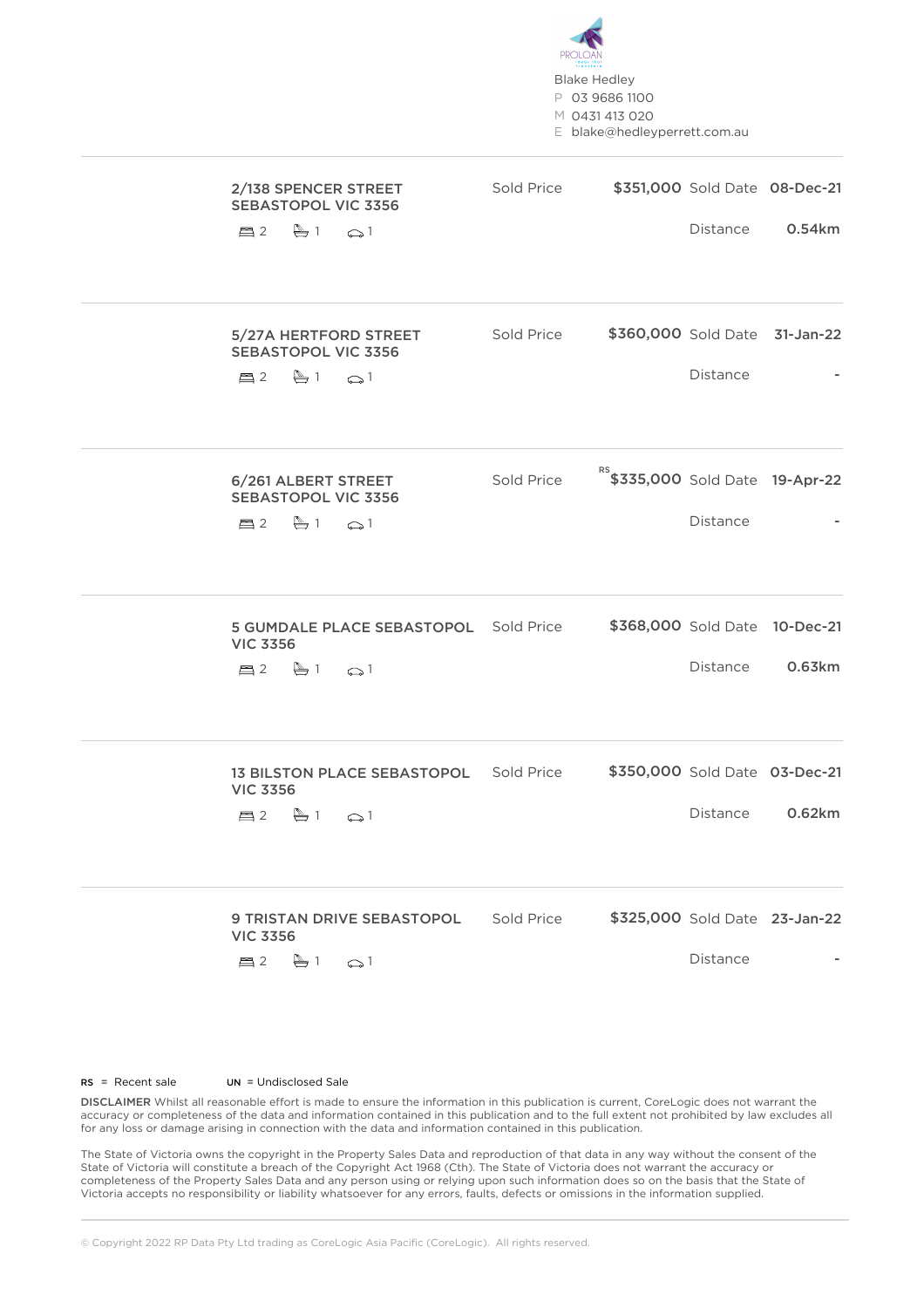Blake Hedley
P 03 9686 1100
M 0431 413 020
E blake@hedleyperrett.com.au

| Address | Beds | Baths | Cars | Sold Price | Sold Date | Distance |
|---|---|---|---|---|---|---|
| 2/138 SPENCER STREET SEBASTOPOL VIC 3356 | 2 | 1 | 1 | $351,000 | 08-Dec-21 | 0.54km |
| 5/27A HERTFORD STREET SEBASTOPOL VIC 3356 | 2 | 1 | 1 | $360,000 | 31-Jan-22 | - |
| 6/261 ALBERT STREET SEBASTOPOL VIC 3356 | 2 | 1 | 1 | RS $335,000 | 19-Apr-22 | - |
| 5 GUMDALE PLACE SEBASTOPOL VIC 3356 | 2 | 1 | 1 | $368,000 | 10-Dec-21 | 0.63km |
| 13 BILSTON PLACE SEBASTOPOL VIC 3356 | 2 | 1 | 1 | $350,000 | 03-Dec-21 | 0.62km |
| 9 TRISTAN DRIVE SEBASTOPOL VIC 3356 | 2 | 1 | 1 | $325,000 | 23-Jan-22 | - |

**RS** = Recent sale **UN** = Undisclosed Sale

**DISCLAIMER** Whilst all reasonable effort is made to ensure the information in this publication is current, CoreLogic does not warrant the accuracy or completeness of the data and information contained in this publication and to the full extent not prohibited by law excludes all for any loss or damage arising in connection with the data and information contained in this publication.

The State of Victoria owns the copyright in the Property Sales Data and reproduction of that data in any way without the consent of the State of Victoria will constitute a breach of the Copyright Act 1968 (Cth). The State of Victoria does not warrant the accuracy or completeness of the Property Sales Data and any person using or relying upon such information does so on the basis that the State of Victoria accepts no responsibility or liability whatsoever for any errors, faults, defects or omissions in the information supplied.

© Copyright 2022 RP Data Pty Ltd trading as CoreLogic Asia Pacific (CoreLogic). All rights reserved.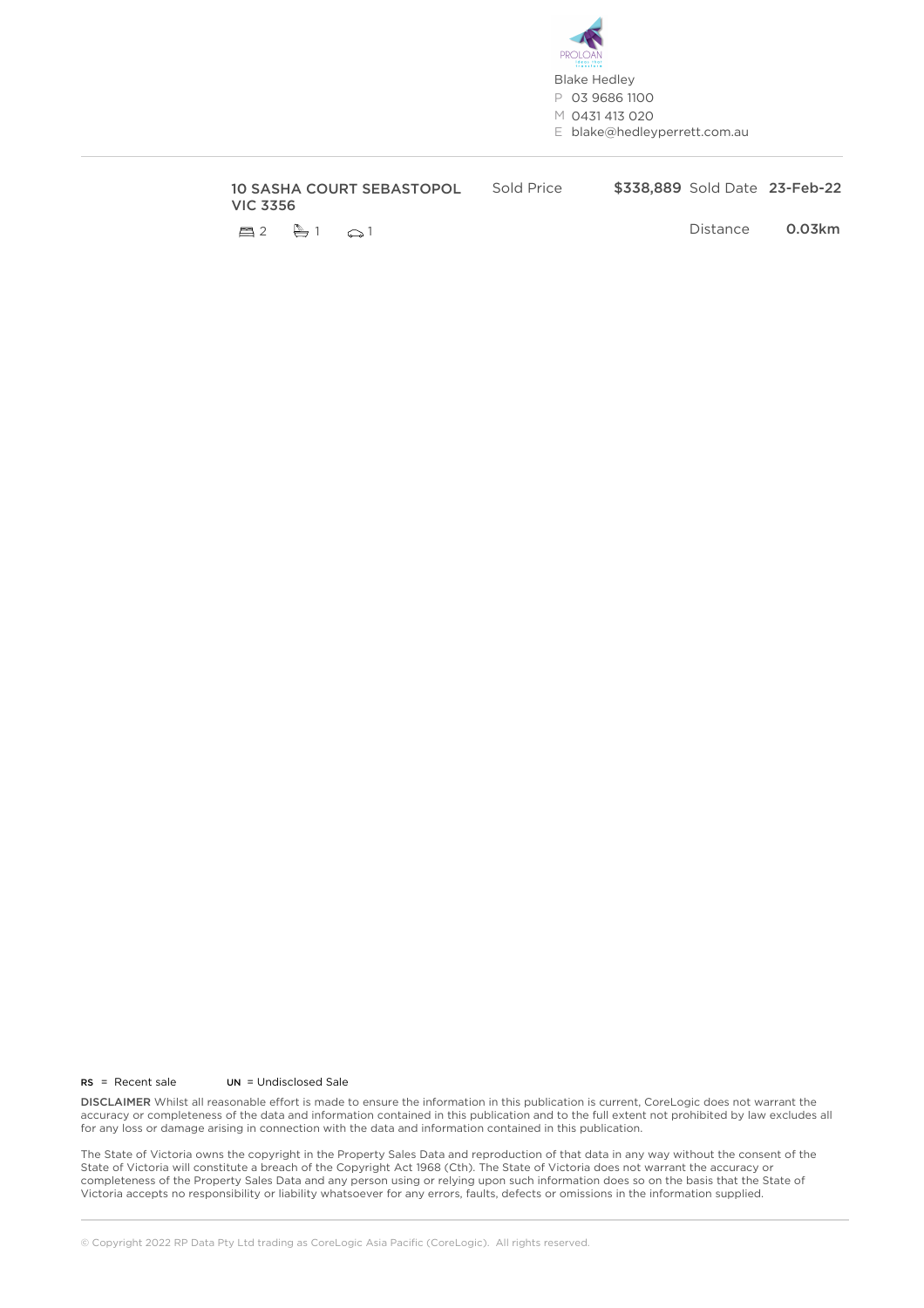Blake Hedley
P 03 9686 1100
M 0431 413 020
E blake@hedleyperrett.com.au

---

**10 SASHA COURT SEBASTOPOL VIC 3356** | Sold Price **$338,889** | Sold Date **23-Feb-22**

2 1 1 | Distance **0.03km**

**RS** = Recent sale **UN** = Undisclosed Sale

**DISCLAIMER** Whilst all reasonable effort is made to ensure the information in this publication is current, CoreLogic does not warrant the accuracy or completeness of the data and information contained in this publication and to the full extent not prohibited by law excludes all for any loss or damage arising in connection with the data and information contained in this publication.

The State of Victoria owns the copyright in the Property Sales Data and reproduction of that data in any way without the consent of the State of Victoria will constitute a breach of the Copyright Act 1968 (Cth). The State of Victoria does not warrant the accuracy or completeness of the Property Sales Data and any person using or relying upon such information does so on the basis that the State of Victoria accepts no responsibility or liability whatsoever for any errors, faults, defects or omissions in the information supplied.

© Copyright 2022 RP Data Pty Ltd trading as CoreLogic Asia Pacific (CoreLogic). All rights reserved.